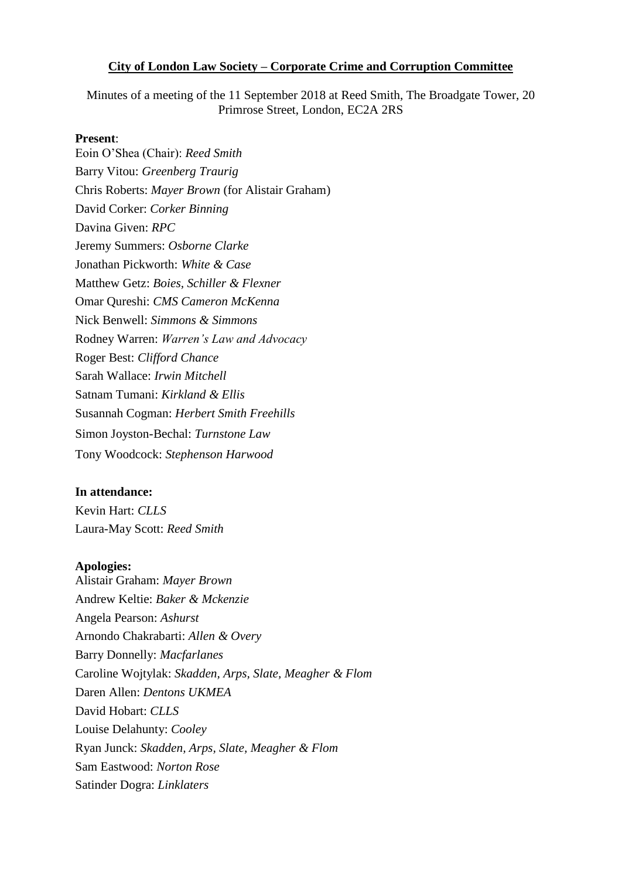**City of London Law Society – Corporate Crime and Corruption Committee**

Minutes of a meeting of the 11 September 2018 at Reed Smith, The Broadgate Tower, 20 Primrose Street, London, EC2A 2RS

**Present**:

Eoin O'Shea (Chair): *Reed Smith*
Barry Vitou: *Greenberg Traurig*
Chris Roberts: *Mayer Brown* (for Alistair Graham)
David Corker: *Corker Binning*
Davina Given: *RPC*
Jeremy Summers: *Osborne Clarke*
Jonathan Pickworth: *White & Case*
Matthew Getz: *Boies, Schiller & Flexner*
Omar Qureshi: *CMS Cameron McKenna*
Nick Benwell: *Simmons & Simmons*
Rodney Warren: *Warren's Law and Advocacy*
Roger Best: *Clifford Chance*
Sarah Wallace: *Irwin Mitchell*
Satnam Tumani: *Kirkland & Ellis*
Susannah Cogman: *Herbert Smith Freehills*
Simon Joyston-Bechal: *Turnstone Law*
Tony Woodcock: *Stephenson Harwood*

**In attendance:**

Kevin Hart: *CLLS*
Laura-May Scott: *Reed Smith*

**Apologies:**

Alistair Graham: *Mayer Brown*
Andrew Keltie: *Baker & Mckenzie*
Angela Pearson: *Ashurst*
Arnondo Chakrabarti: *Allen & Overy*
Barry Donnelly: *Macfarlanes*
Caroline Wojtylak: *Skadden, Arps, Slate, Meagher & Flom*
Daren Allen: *Dentons UKMEA*
David Hobart: *CLLS*
Louise Delahunty: *Cooley*
Ryan Junck: *Skadden, Arps, Slate, Meagher & Flom*
Sam Eastwood: *Norton Rose*
Satinder Dogra: *Linklaters*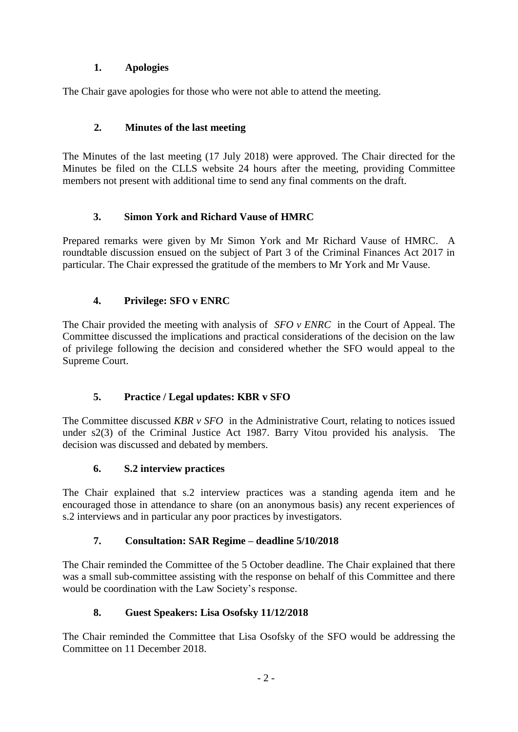## 1. Apologies

The Chair gave apologies for those who were not able to attend the meeting.

## 2. Minutes of the last meeting

The Minutes of the last meeting (17 July 2018) were approved. The Chair directed for the Minutes be filed on the CLLS website 24 hours after the meeting, providing Committee members not present with additional time to send any final comments on the draft.

## 3. Simon York and Richard Vause of HMRC

Prepared remarks were given by Mr Simon York and Mr Richard Vause of HMRC. A roundtable discussion ensued on the subject of Part 3 of the Criminal Finances Act 2017 in particular. The Chair expressed the gratitude of the members to Mr York and Mr Vause.

## 4. Privilege: SFO v ENRC

The Chair provided the meeting with analysis of *SFO v ENRC* in the Court of Appeal. The Committee discussed the implications and practical considerations of the decision on the law of privilege following the decision and considered whether the SFO would appeal to the Supreme Court.

## 5. Practice / Legal updates: KBR v SFO

The Committee discussed *KBR v SFO* in the Administrative Court, relating to notices issued under s2(3) of the Criminal Justice Act 1987. Barry Vitou provided his analysis. The decision was discussed and debated by members.

## 6. S.2 interview practices

The Chair explained that s.2 interview practices was a standing agenda item and he encouraged those in attendance to share (on an anonymous basis) any recent experiences of s.2 interviews and in particular any poor practices by investigators.

## 7. Consultation: SAR Regime – deadline 5/10/2018

The Chair reminded the Committee of the 5 October deadline. The Chair explained that there was a small sub-committee assisting with the response on behalf of this Committee and there would be coordination with the Law Society's response.

## 8. Guest Speakers: Lisa Osofsky 11/12/2018

The Chair reminded the Committee that Lisa Osofsky of the SFO would be addressing the Committee on 11 December 2018.